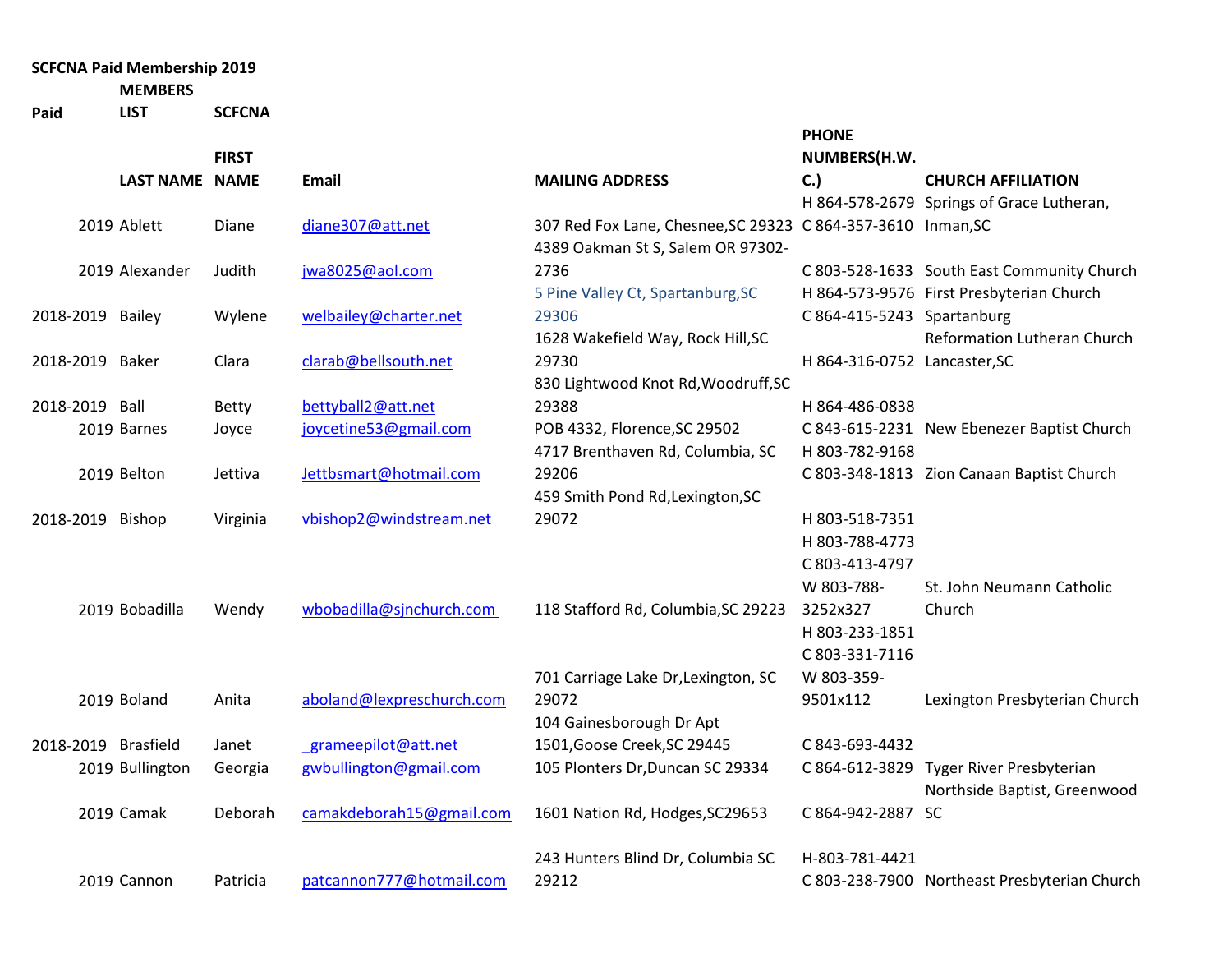**SCFCNA Paid Membership 2019**

| Paid | MEMBERS LIST LAST NAME | SCFCNA FIRST NAME | Email | MAILING ADDRESS | PHONE NUMBERS(H.W. C.) | CHURCH AFFILIATION |
|---|---|---|---|---|---|---|
| 2019 | Ablett | Diane | diane307@att.net | 307 Red Fox Lane, Chesnee,SC 29323 | H 864-578-2679 C 864-357-3610 | Springs of Grace Lutheran, Inman,SC |
| 2019 | Alexander | Judith | jwa8025@aol.com | 4389 Oakman St S, Salem OR 97302-2736 | C 803-528-1633 | South East Community Church |
| 2018-2019 | Bailey | Wylene | welbailey@charter.net | 5 Pine Valley Ct, Spartanburg,SC 29306 | H 864-573-9576 C 864-415-5243 | First Presbyterian Church Spartanburg |
| 2018-2019 | Baker | Clara | clarab@bellsouth.net | 1628 Wakefield Way, Rock Hill,SC 29730 | H 864-316-0752 | Reformation Lutheran Church Lancaster,SC |
| 2018-2019 | Ball | Betty | bettyball2@att.net | 830 Lightwood Knot Rd,Woodruff,SC 29388 | H 864-486-0838 | |
| 2019 | Barnes | Joyce | joycetine53@gmail.com | POB 4332, Florence,SC 29502 | C 843-615-2231 | New Ebenezer Baptist Church |
| 2019 | Belton | Jettiva | Jettbsmart@hotmail.com | 4717 Brenthaven Rd, Columbia, SC 29206 | H 803-782-9168 C 803-348-1813 | Zion Canaan Baptist Church |
| 2018-2019 | Bishop | Virginia | vbishop2@windstream.net | 459 Smith Pond Rd,Lexington,SC 29072 | H 803-518-7351 | |
| 2019 | Bobadilla | Wendy | wbobadilla@sjnchurch.com | 118 Stafford Rd, Columbia,SC 29223 | H 803-788-4773 C 803-413-4797 W 803-788-3252x327 | St. John Neumann Catholic Church |
| 2019 | Boland | Anita | aboland@lexpreschurch.com | 701 Carriage Lake Dr,Lexington, SC 29072 | H 803-233-1851 C 803-331-7116 W 803-359-9501x112 | Lexington Presbyterian Church |
| 2018-2019 | Brasfield | Janet | grameepilot@att.net | 104 Gainesborough Dr Apt 1501,Goose Creek,SC 29445 | C 843-693-4432 | |
| 2019 | Bullington | Georgia | gwbullington@gmail.com | 105 Plonters Dr,Duncan SC 29334 | C 864-612-3829 | Tyger River Presbyterian |
| 2019 | Camak | Deborah | camakdeborah15@gmail.com | 1601 Nation Rd, Hodges,SC29653 | C 864-942-2887 | Northside Baptist, Greenwood SC |
| 2019 | Cannon | Patricia | patcannon777@hotmail.com | 243 Hunters Blind Dr, Columbia SC 29212 | H-803-781-4421 C 803-238-7900 | Northeast Presbyterian Church |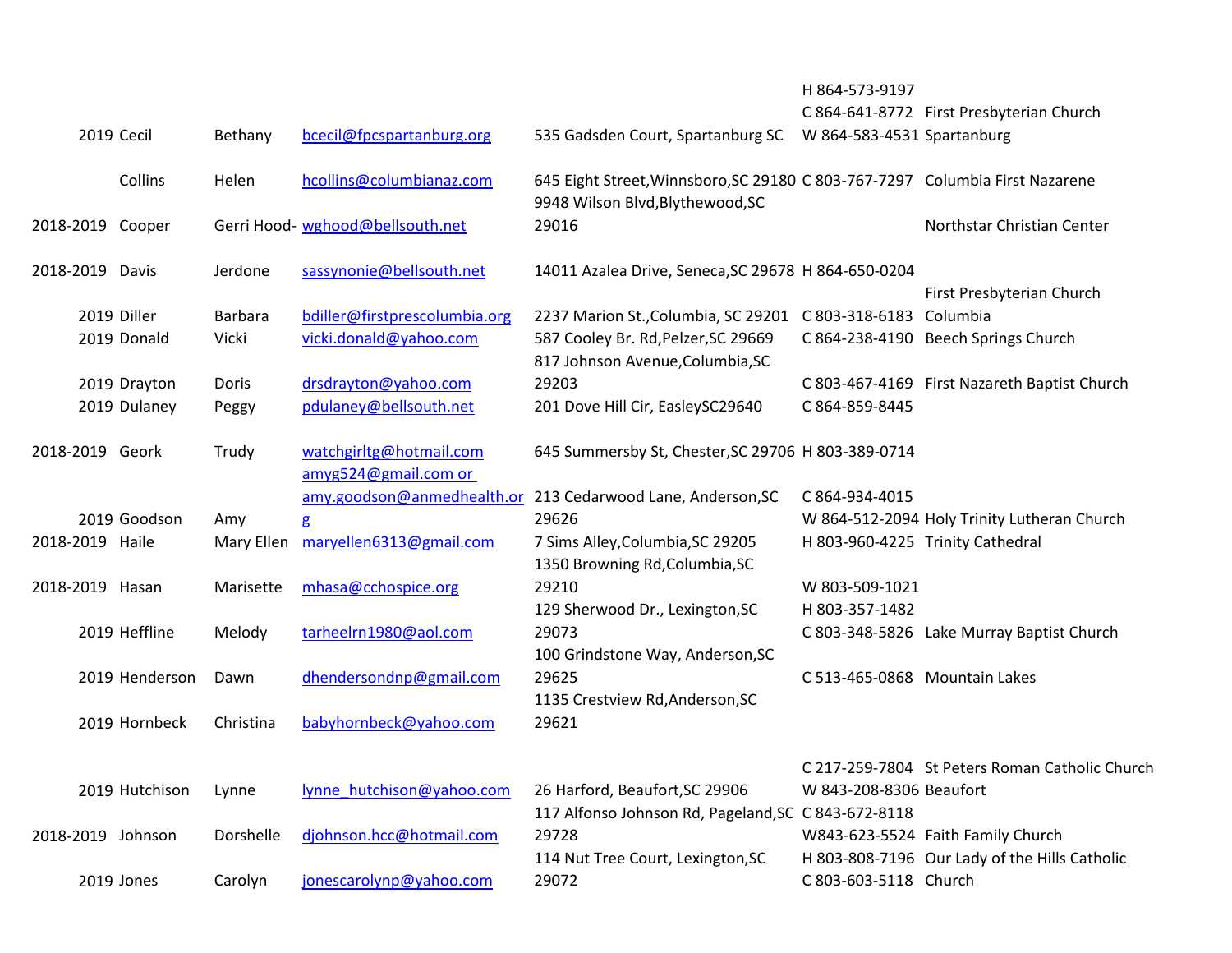| | | | | | | |
|---|---|---|---|---|---|---|
| 2019 | Cecil | Bethany | bcecil@fpcspartanburg.org | 535 Gadsden Court, Spartanburg SC | H 864-573-9197 C 864-641-8772 W 864-583-4531 | First Presbyterian Church Spartanburg |
| | Collins | Helen | hcollins@columbianaz.com | 645 Eight Street,Winnsboro,SC 29180 | C 803-767-7297 | Columbia First Nazarene |
| 2018-2019 | Cooper | Gerri Hood- | wghood@bellsouth.net | 9948 Wilson Blvd,Blythewood,SC 29016 | | Northstar Christian Center |
| 2018-2019 | Davis | Jerdone | sassynonie@bellsouth.net | 14011 Azalea Drive, Seneca,SC 29678 | H 864-650-0204 | |
| 2019 | Diller | Barbara | bdiller@firstprescolumbia.org | 2237 Marion St.,Columbia, SC 29201 | C 803-318-6183 | First Presbyterian Church Columbia |
| 2019 | Donald | Vicki | vicki.donald@yahoo.com | 587 Cooley Br. Rd,Pelzer,SC 29669 | C 864-238-4190 | Beech Springs Church |
| 2019 | Drayton | Doris | drsdrayton@yahoo.com | 817 Johnson Avenue,Columbia,SC 29203 | C 803-467-4169 | First Nazareth Baptist Church |
| 2019 | Dulaney | Peggy | pdulaney@bellsouth.net | 201 Dove Hill Cir, EasleySC29640 | C 864-859-8445 | |
| 2018-2019 | Geork | Trudy | watchgirltg@hotmail.com | 645 Summersby St, Chester,SC 29706 | H 803-389-0714 | |
| 2019 | Goodson | Amy | amyg524@gmail.com or amy.goodson@anmedhealth.org | 213 Cedarwood Lane, Anderson,SC 29626 | C 864-934-4015 W 864-512-2094 | Holy Trinity Lutheran Church |
| 2018-2019 | Haile | Mary Ellen | maryellen6313@gmail.com | 7 Sims Alley,Columbia,SC 29205 | H 803-960-4225 | Trinity Cathedral |
| 2018-2019 | Hasan | Marisette | mhasa@cchospice.org | 1350 Browning Rd,Columbia,SC 29210 | W 803-509-1021 | |
| 2019 | Heffline | Melody | tarheelrn1980@aol.com | 129 Sherwood Dr., Lexington,SC 29073 | H 803-357-1482 C 803-348-5826 | Lake Murray Baptist Church |
| 2019 | Henderson | Dawn | dhendersondnp@gmail.com | 100 Grindstone Way, Anderson,SC 29625 | C 513-465-0868 | Mountain Lakes |
| 2019 | Hornbeck | Christina | babyhornbeck@yahoo.com | 1135 Crestview Rd,Anderson,SC 29621 | | |
| 2019 | Hutchison | Lynne | lynne_hutchison@yahoo.com | 26 Harford, Beaufort,SC 29906 | C 217-259-7804 W 843-208-8306 | St Peters Roman Catholic Church Beaufort |
| 2018-2019 | Johnson | Dorshelle | djohnson.hcc@hotmail.com | 117 Alfonso Johnson Rd, Pageland,SC 29728 | C 843-672-8118 W843-623-5524 | Faith Family Church |
| 2019 | Jones | Carolyn | jonescarolynp@yahoo.com | 114 Nut Tree Court, Lexington,SC 29072 | H 803-808-7196 C 803-603-5118 | Our Lady of the Hills Catholic Church |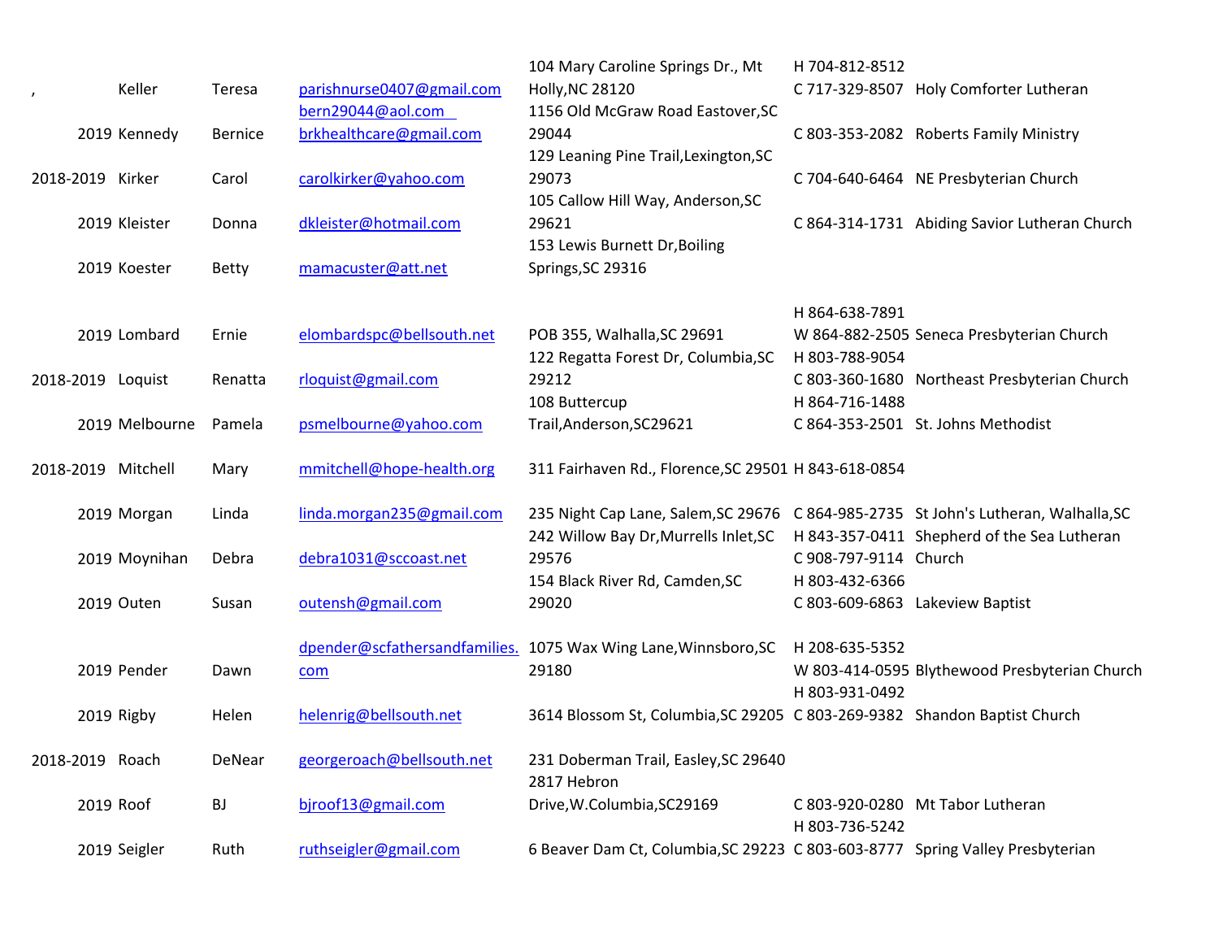| | | | | | | |
|---|---|---|---|---|---|---|
| , | Keller | Teresa | parishnurse0407@gmail.com | 104 Mary Caroline Springs Dr., Mt Holly,NC 28120 | H 704-812-8512 C 717-329-8507 | Holy Comforter Lutheran |
| 2019 | Kennedy | Bernice | bern29044@aol.com brkhealthcare@gmail.com | 1156 Old McGraw Road Eastover,SC 29044 | C 803-353-2082 | Roberts Family Ministry |
| 2018-2019 | Kirker | Carol | carolkirker@yahoo.com | 129 Leaning Pine Trail,Lexington,SC 29073 | C 704-640-6464 | NE Presbyterian Church |
| 2019 | Kleister | Donna | dkleister@hotmail.com | 105 Callow Hill Way, Anderson,SC 29621 | C 864-314-1731 | Abiding Savior Lutheran Church |
| 2019 | Koester | Betty | mamacuster@att.net | 153 Lewis Burnett Dr,Boiling Springs,SC 29316 | | |
| 2019 | Lombard | Ernie | elombardspc@bellsouth.net | POB 355, Walhalla,SC 29691 | H 864-638-7891 W 864-882-2505 | Seneca Presbyterian Church |
| 2018-2019 | Loquist | Renatta | rloquist@gmail.com | 122 Regatta Forest Dr, Columbia,SC 29212 | H 803-788-9054 C 803-360-1680 | Northeast Presbyterian Church |
| 2019 | Melbourne | Pamela | psmelbourne@yahoo.com | 108 Buttercup Trail,Anderson,SC29621 | H 864-716-1488 C 864-353-2501 | St. Johns Methodist |
| 2018-2019 | Mitchell | Mary | mmitchell@hope-health.org | 311 Fairhaven Rd., Florence,SC 29501 | H 843-618-0854 | |
| 2019 | Morgan | Linda | linda.morgan235@gmail.com | 235 Night Cap Lane, Salem,SC 29676 | C 864-985-2735 | St John's Lutheran, Walhalla,SC |
| 2019 | Moynihan | Debra | debra1031@sccoast.net | 242 Willow Bay Dr,Murrells Inlet,SC 29576 | H 843-357-0411 C 908-797-9114 | Shepherd of the Sea Lutheran Church |
| 2019 | Outen | Susan | outensh@gmail.com | 154 Black River Rd, Camden,SC 29020 | H 803-432-6366 C 803-609-6863 | Lakeview Baptist |
| 2019 | Pender | Dawn | dpender@scfathersandfamilies.com | 1075 Wax Wing Lane,Winnsboro,SC 29180 | H 208-635-5352 W 803-414-0595 | Blythewood Presbyterian Church |
| 2019 | Rigby | Helen | helenrig@bellsouth.net | 3614 Blossom St, Columbia,SC 29205 | H 803-931-0492 C 803-269-9382 | Shandon Baptist Church |
| 2018-2019 | Roach | DeNear | georgeroach@bellsouth.net | 231 Doberman Trail, Easley,SC 29640 | | |
| 2019 | Roof | BJ | bjroof13@gmail.com | 2817 Hebron Drive,W.Columbia,SC29169 | C 803-920-0280 | Mt Tabor Lutheran |
| 2019 | Seigler | Ruth | ruthseigler@gmail.com | 6 Beaver Dam Ct, Columbia,SC 29223 | H 803-736-5242 C 803-603-8777 | Spring Valley Presbyterian |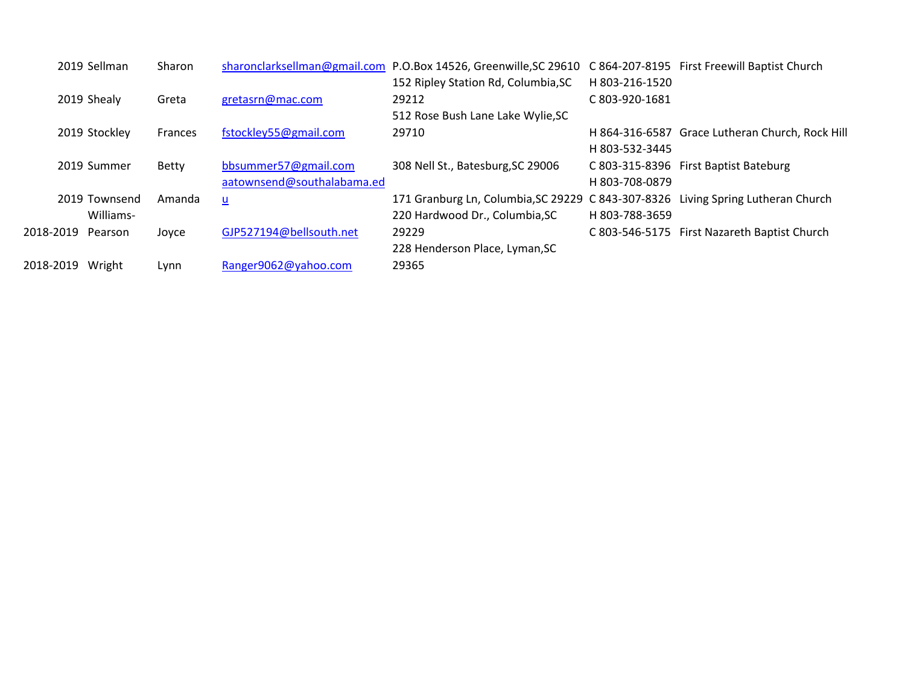| | | | | | | |
|---|---|---|---|---|---|---|
| 2019 | Sellman | Sharon | sharonclarksellman@gmail.com | P.O.Box 14526, Greenwille,SC 29610 | C 864-207-8195 | First Freewill Baptist Church |
| 2019 | Shealy | Greta | gretasrn@mac.com | 152 Ripley Station Rd, Columbia,SC 29212 | H 803-216-1520<br>C 803-920-1681 | |
| 2019 | Stockley | Frances | fstockley55@gmail.com | 512 Rose Bush Lane Lake Wylie,SC 29710 | H 864-316-6587 | Grace Lutheran Church, Rock Hill |
| 2019 | Summer | Betty | bbsummer57@gmail.com | 308 Nell St., Batesburg,SC 29006 | H 803-532-3445<br>C 803-315-8396 | First Baptist Bateburg |
| 2019 | Townsend | Amanda | aatownsend@southalabama.edu | 171 Granburg Ln, Columbia,SC 29229 | H 803-708-0879<br>C 843-307-8326 | Living Spring Lutheran Church |
| 2018-2019 | Williams-Pearson | Joyce | GJP527194@bellsouth.net | 220 Hardwood Dr., Columbia,SC 29229 | H 803-788-3659<br>C 803-546-5175 | First Nazareth Baptist Church |
| 2018-2019 | Wright | Lynn | Ranger9062@yahoo.com | 228 Henderson Place, Lyman,SC 29365 | | |